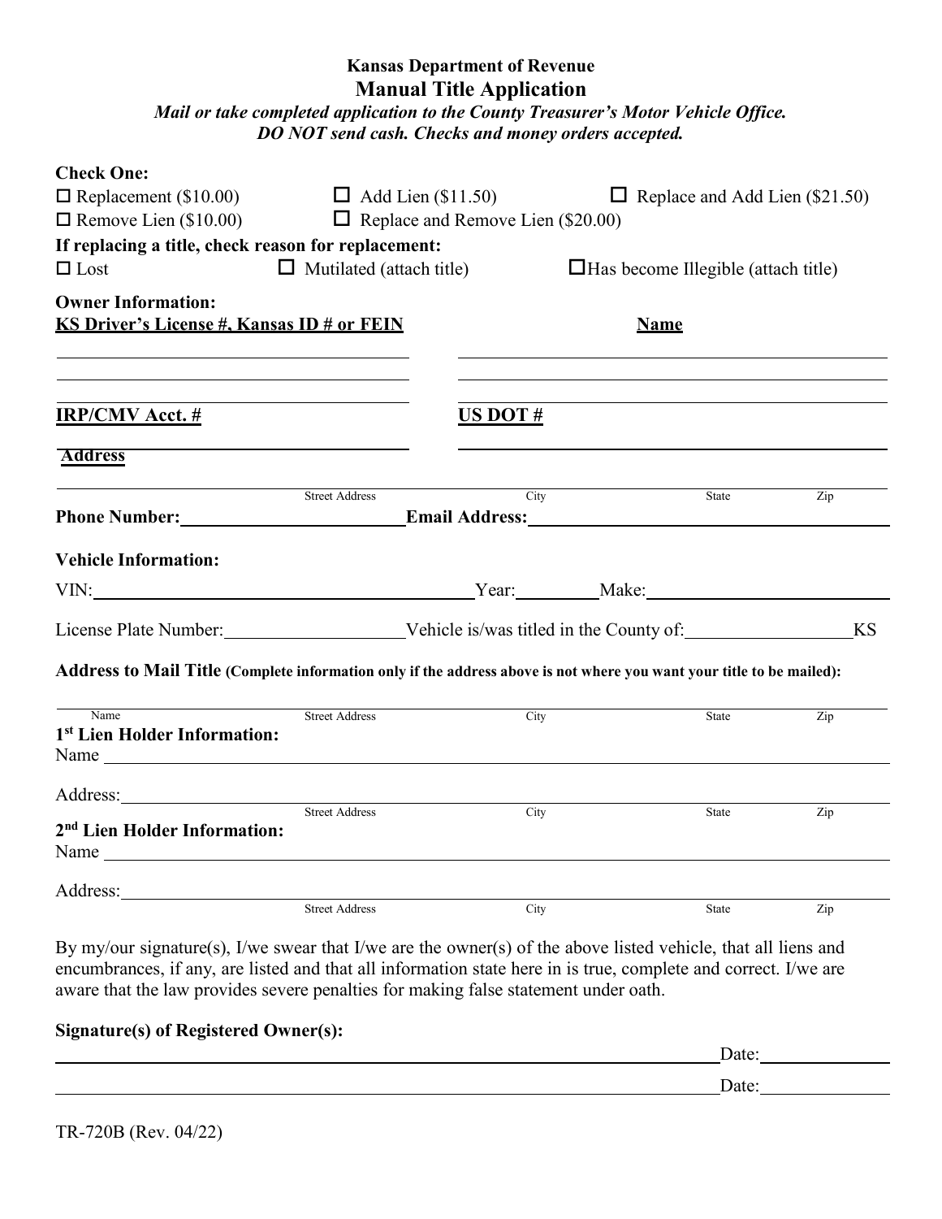# Kansas Department of Revenue

## Manual Title Application

*Mail or take completed application to the County Treasurer's Motor Vehicle Office.*
*DO NOT send cash. Checks and money orders accepted.*

**Check One:**

☐ Replacement ($10.00) ☐ Add Lien ($11.50) ☐ Replace and Add Lien ($21.50)
☐ Remove Lien ($10.00) ☐ Replace and Remove Lien ($20.00)

**If replacing a title, check reason for replacement:**

☐ Lost ☐ Mutilated (attach title) ☐ Has become Illegible (attach title)

**Owner Information:**

**KS Driver's License #, Kansas ID # or FEIN** ____________________ **Name** ____________________

____________________ ____________________

____________________ ____________________

**IRP/CMV Acct. #** ____________________ **US DOT #** ____________________

**Address**

____________________ ____________________ ____________________ ____________________
Street Address City State Zip

**Phone Number:** ____________________ **Email Address:** ____________________

**Vehicle Information:**

VIN: ____________________ Year: __________ Make: ____________________

License Plate Number: ____________________ Vehicle is/was titled in the County of: ____________________ KS

**Address to Mail Title (Complete information only if the address above is not where you want your title to be mailed):**

____________________ ____________________ ____________________ ____________________ ____________________
Name Street Address City State Zip

**1st Lien Holder Information:**

Name ____________________

Address: ____________________ ____________________ ____________________ ____________________
Street Address City State Zip

**2nd Lien Holder Information:**

Name ____________________

Address: ____________________ ____________________ ____________________ ____________________
Street Address City State Zip

By my/our signature(s), I/we swear that I/we are the owner(s) of the above listed vehicle, that all liens and encumbrances, if any, are listed and that all information state here in is true, complete and correct. I/we are aware that the law provides severe penalties for making false statement under oath.

**Signature(s) of Registered Owner(s):**

____________________________________________ Date: ____________

____________________________________________ Date: ____________

TR-720B (Rev. 04/22)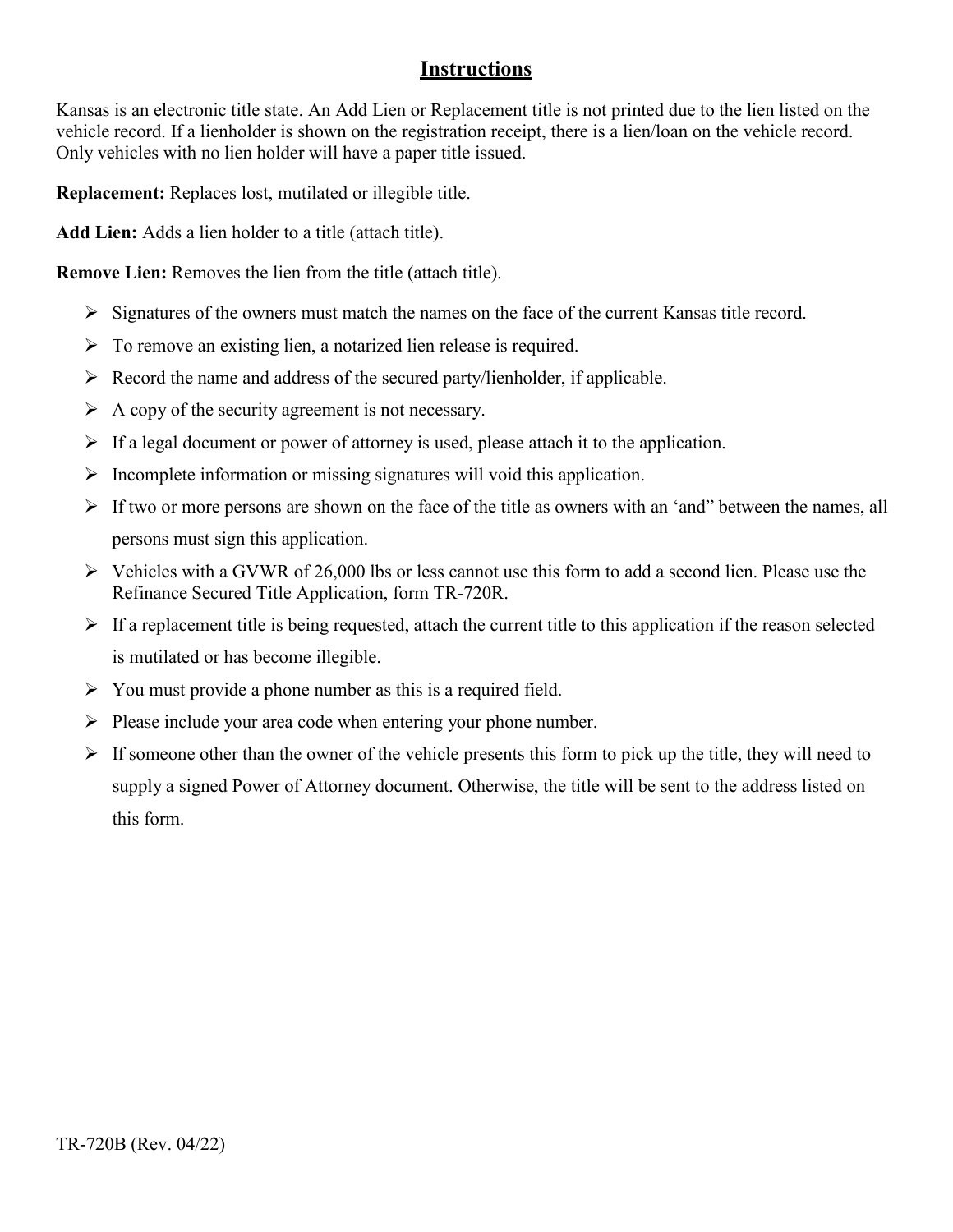# Instructions

Kansas is an electronic title state. An Add Lien or Replacement title is not printed due to the lien listed on the vehicle record. If a lienholder is shown on the registration receipt, there is a lien/loan on the vehicle record. Only vehicles with no lien holder will have a paper title issued.

**Replacement:** Replaces lost, mutilated or illegible title.

**Add Lien:** Adds a lien holder to a title (attach title).

**Remove Lien:** Removes the lien from the title (attach title).

- Signatures of the owners must match the names on the face of the current Kansas title record.
- To remove an existing lien, a notarized lien release is required.
- Record the name and address of the secured party/lienholder, if applicable.
- A copy of the security agreement is not necessary.
- If a legal document or power of attorney is used, please attach it to the application.
- Incomplete information or missing signatures will void this application.
- If two or more persons are shown on the face of the title as owners with an 'and" between the names, all persons must sign this application.
- Vehicles with a GVWR of 26,000 lbs or less cannot use this form to add a second lien. Please use the Refinance Secured Title Application, form TR-720R.
- If a replacement title is being requested, attach the current title to this application if the reason selected is mutilated or has become illegible.
- You must provide a phone number as this is a required field.
- Please include your area code when entering your phone number.
- If someone other than the owner of the vehicle presents this form to pick up the title, they will need to supply a signed Power of Attorney document. Otherwise, the title will be sent to the address listed on this form.

TR-720B (Rev. 04/22)